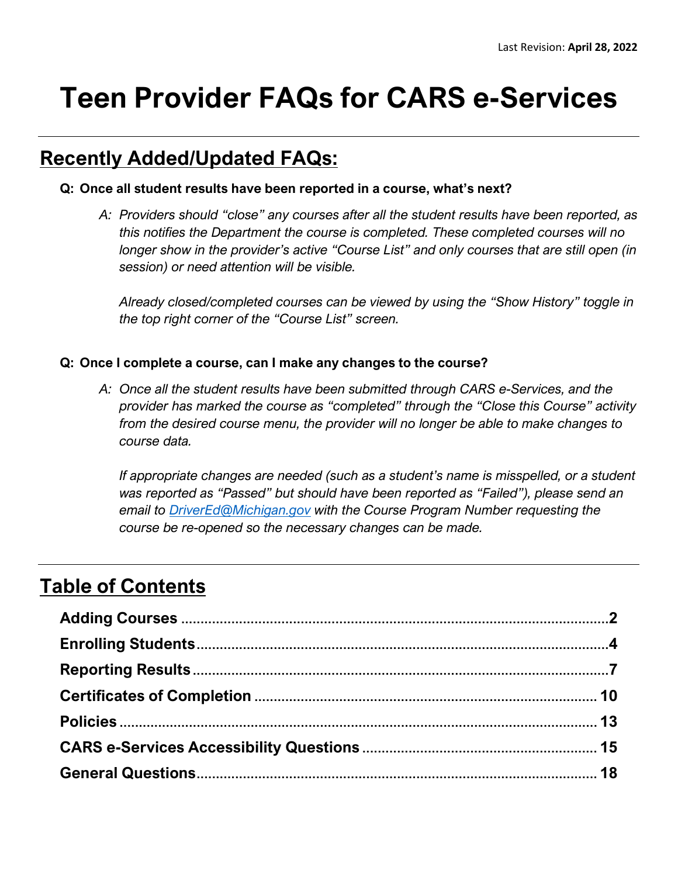Last Revision: **April 28, 2022**

# Teen Provider FAQs for CARS e-Services

## Recently Added/Updated FAQs:

**Q: Once all student results have been reported in a course, what's next?**

*A: Providers should "close" any courses after all the student results have been reported, as this notifies the Department the course is completed. These completed courses will no longer show in the provider's active "Course List" and only courses that are still open (in session) or need attention will be visible.*

*Already closed/completed courses can be viewed by using the "Show History" toggle in the top right corner of the "Course List" screen.*

**Q: Once I complete a course, can I make any changes to the course?**

*A: Once all the student results have been submitted through CARS e-Services, and the provider has marked the course as "completed" through the "Close this Course" activity from the desired course menu, the provider will no longer be able to make changes to course data.*

*If appropriate changes are needed (such as a student's name is misspelled, or a student was reported as "Passed" but should have been reported as "Failed"), please send an email to DriverEd@Michigan.gov with the Course Program Number requesting the course be re-opened so the necessary changes can be made.*

## Table of Contents

**Adding Courses** .......... **2**
**Enrolling Students** .......... **4**
**Reporting Results** .......... **7**
**Certificates of Completion** .......... **10**
**Policies** .......... **13**
**CARS e-Services Accessibility Questions** .......... **15**
**General Questions** .......... **18**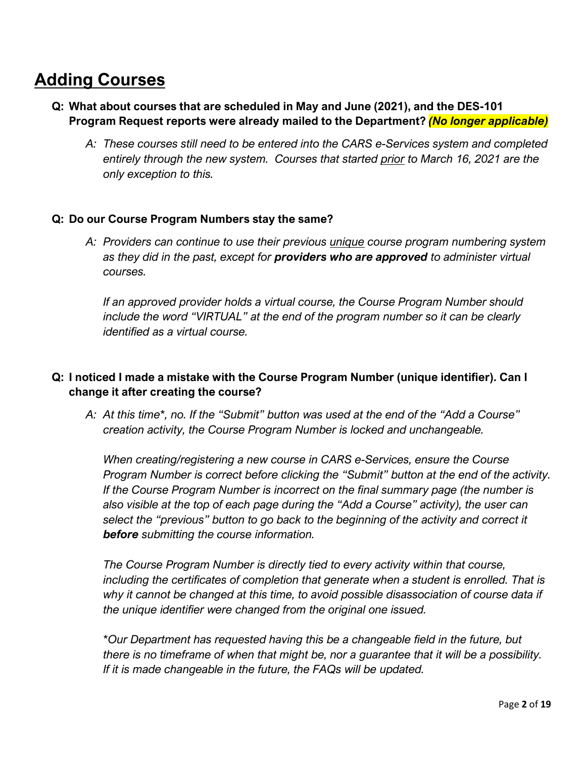# Adding Courses

**Q: What about courses that are scheduled in May and June (2021), and the DES-101 Program Request reports were already mailed to the Department? *(No longer applicable)***

*A: These courses still need to be entered into the CARS e-Services system and completed entirely through the new system. Courses that started prior to March 16, 2021 are the only exception to this.*

**Q: Do our Course Program Numbers stay the same?**

*A: Providers can continue to use their previous unique course program numbering system as they did in the past, except for **providers who are approved** to administer virtual courses.*

*If an approved provider holds a virtual course, the Course Program Number should include the word "VIRTUAL" at the end of the program number so it can be clearly identified as a virtual course.*

**Q: I noticed I made a mistake with the Course Program Number (unique identifier). Can I change it after creating the course?**

*A: At this time\*, no. If the "Submit" button was used at the end of the "Add a Course" creation activity, the Course Program Number is locked and unchangeable.*

*When creating/registering a new course in CARS e-Services, ensure the Course Program Number is correct before clicking the "Submit" button at the end of the activity. If the Course Program Number is incorrect on the final summary page (the number is also visible at the top of each page during the "Add a Course" activity), the user can select the "previous" button to go back to the beginning of the activity and correct it **before** submitting the course information.*

*The Course Program Number is directly tied to every activity within that course, including the certificates of completion that generate when a student is enrolled. That is why it cannot be changed at this time, to avoid possible disassociation of course data if the unique identifier were changed from the original one issued.*

*\*Our Department has requested having this be a changeable field in the future, but there is no timeframe of when that might be, nor a guarantee that it will be a possibility. If it is made changeable in the future, the FAQs will be updated.*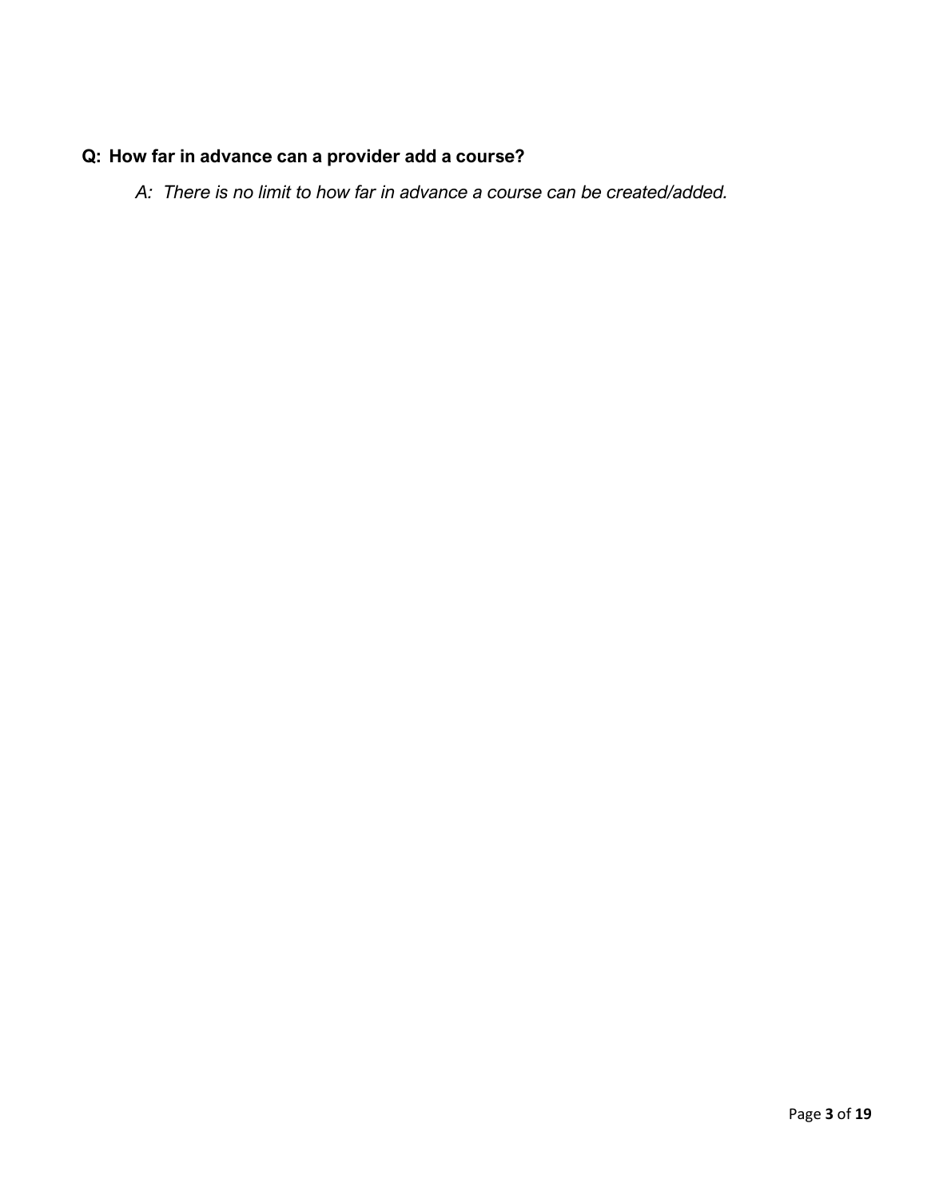**Q: How far in advance can a provider add a course?**

*A: There is no limit to how far in advance a course can be created/added.*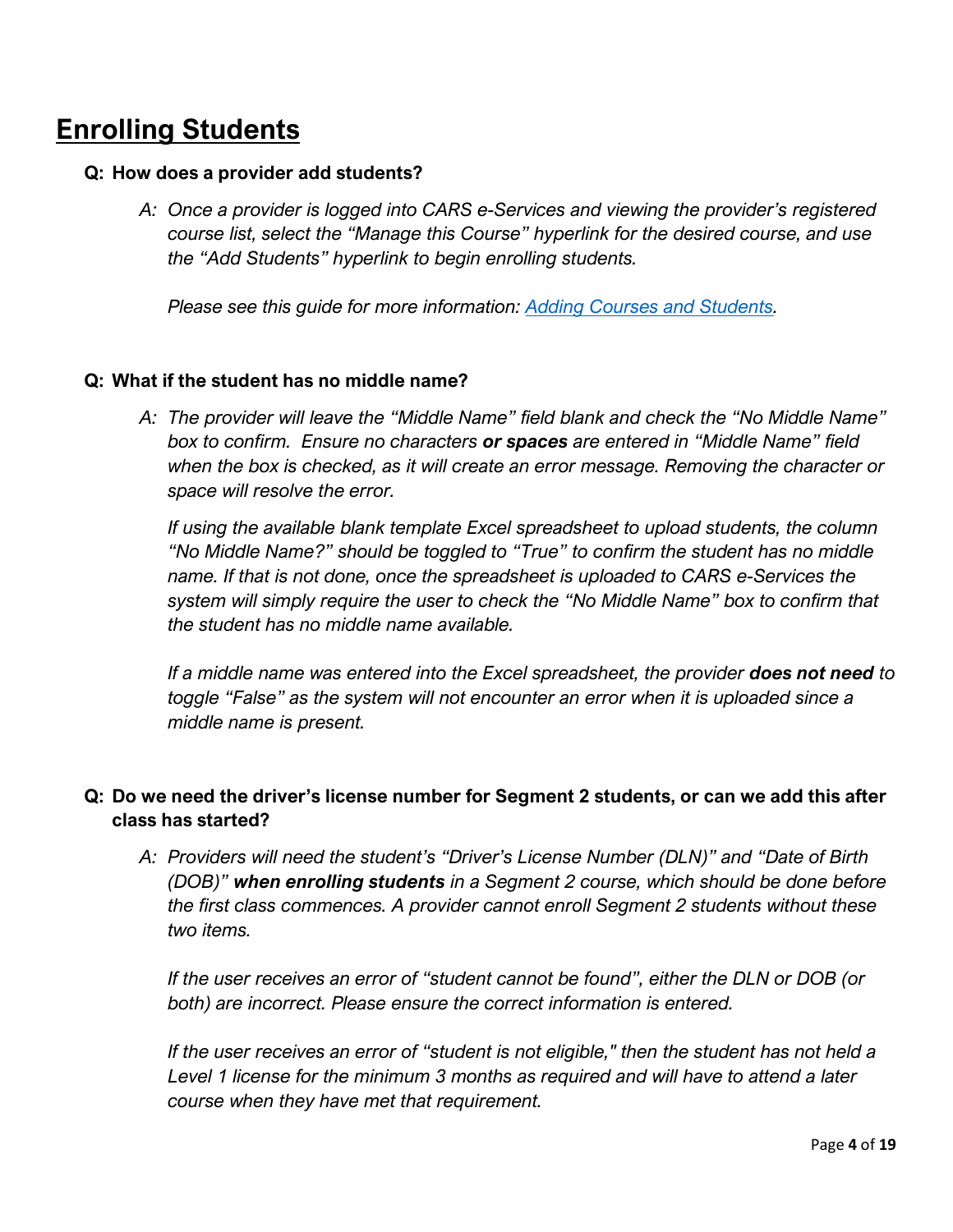## Enrolling Students

**Q: How does a provider add students?**

*A: Once a provider is logged into CARS e-Services and viewing the provider's registered course list, select the "Manage this Course" hyperlink for the desired course, and use the "Add Students" hyperlink to begin enrolling students.*

*Please see this guide for more information: [Adding Courses and Students](Adding Courses and Students).*

**Q: What if the student has no middle name?**

*A: The provider will leave the "Middle Name" field blank and check the "No Middle Name" box to confirm. Ensure no characters **or spaces** are entered in "Middle Name" field when the box is checked, as it will create an error message. Removing the character or space will resolve the error.*

*If using the available blank template Excel spreadsheet to upload students, the column "No Middle Name?" should be toggled to "True" to confirm the student has no middle name. If that is not done, once the spreadsheet is uploaded to CARS e-Services the system will simply require the user to check the "No Middle Name" box to confirm that the student has no middle name available.*

*If a middle name was entered into the Excel spreadsheet, the provider **does not need** to toggle "False" as the system will not encounter an error when it is uploaded since a middle name is present.*

**Q: Do we need the driver's license number for Segment 2 students, or can we add this after class has started?**

*A: Providers will need the student's "Driver's License Number (DLN)" and "Date of Birth (DOB)" **when enrolling students** in a Segment 2 course, which should be done before the first class commences. A provider cannot enroll Segment 2 students without these two items.*

*If the user receives an error of "student cannot be found", either the DLN or DOB (or both) are incorrect. Please ensure the correct information is entered.*

*If the user receives an error of "student is not eligible," then the student has not held a Level 1 license for the minimum 3 months as required and will have to attend a later course when they have met that requirement.*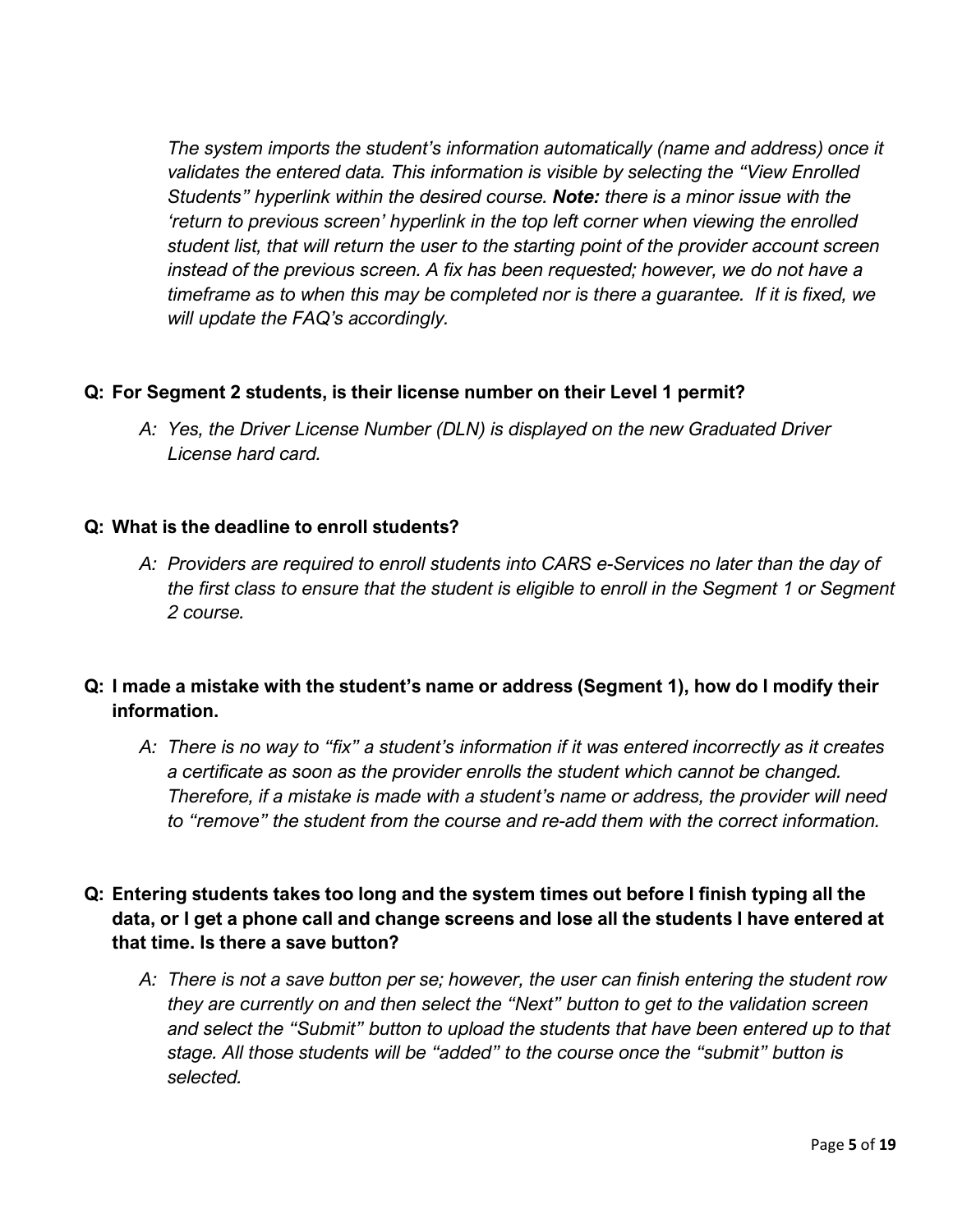*The system imports the student's information automatically (name and address) once it validates the entered data. This information is visible by selecting the "View Enrolled Students" hyperlink within the desired course.* ***Note:*** *there is a minor issue with the 'return to previous screen' hyperlink in the top left corner when viewing the enrolled student list, that will return the user to the starting point of the provider account screen instead of the previous screen. A fix has been requested; however, we do not have a timeframe as to when this may be completed nor is there a guarantee. If it is fixed, we will update the FAQ's accordingly.*

**Q: For Segment 2 students, is their license number on their Level 1 permit?**

*A: Yes, the Driver License Number (DLN) is displayed on the new Graduated Driver License hard card.*

**Q: What is the deadline to enroll students?**

*A: Providers are required to enroll students into CARS e-Services no later than the day of the first class to ensure that the student is eligible to enroll in the Segment 1 or Segment 2 course.*

**Q: I made a mistake with the student's name or address (Segment 1), how do I modify their information.**

*A: There is no way to "fix" a student's information if it was entered incorrectly as it creates a certificate as soon as the provider enrolls the student which cannot be changed. Therefore, if a mistake is made with a student's name or address, the provider will need to "remove" the student from the course and re-add them with the correct information.*

**Q: Entering students takes too long and the system times out before I finish typing all the data, or I get a phone call and change screens and lose all the students I have entered at that time. Is there a save button?**

*A: There is not a save button per se; however, the user can finish entering the student row they are currently on and then select the "Next" button to get to the validation screen and select the "Submit" button to upload the students that have been entered up to that stage. All those students will be "added" to the course once the "submit" button is selected.*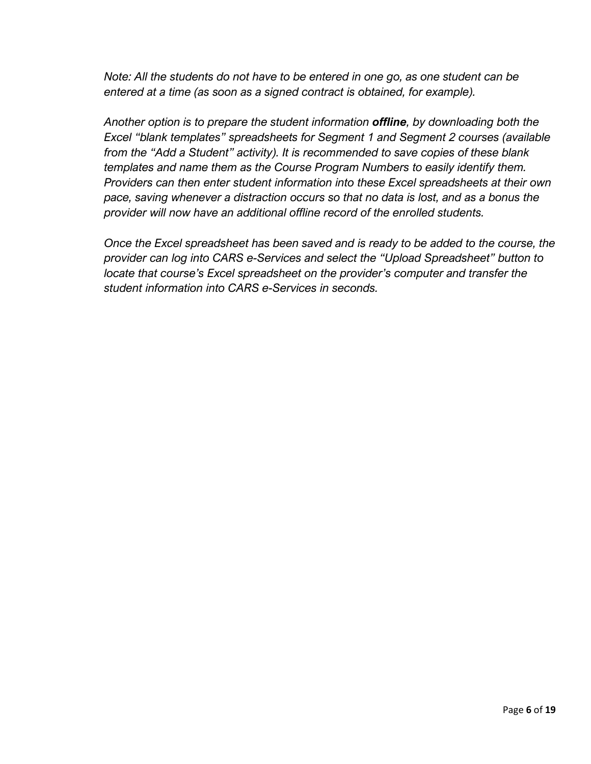*Note: All the students do not have to be entered in one go, as one student can be entered at a time (as soon as a signed contract is obtained, for example).*

*Another option is to prepare the student information* ***offline****, by downloading both the Excel “blank templates” spreadsheets for Segment 1 and Segment 2 courses (available from the “Add a Student” activity). It is recommended to save copies of these blank templates and name them as the Course Program Numbers to easily identify them. Providers can then enter student information into these Excel spreadsheets at their own pace, saving whenever a distraction occurs so that no data is lost, and as a bonus the provider will now have an additional offline record of the enrolled students.*

*Once the Excel spreadsheet has been saved and is ready to be added to the course, the provider can log into CARS e-Services and select the “Upload Spreadsheet” button to locate that course’s Excel spreadsheet on the provider’s computer and transfer the student information into CARS e-Services in seconds.*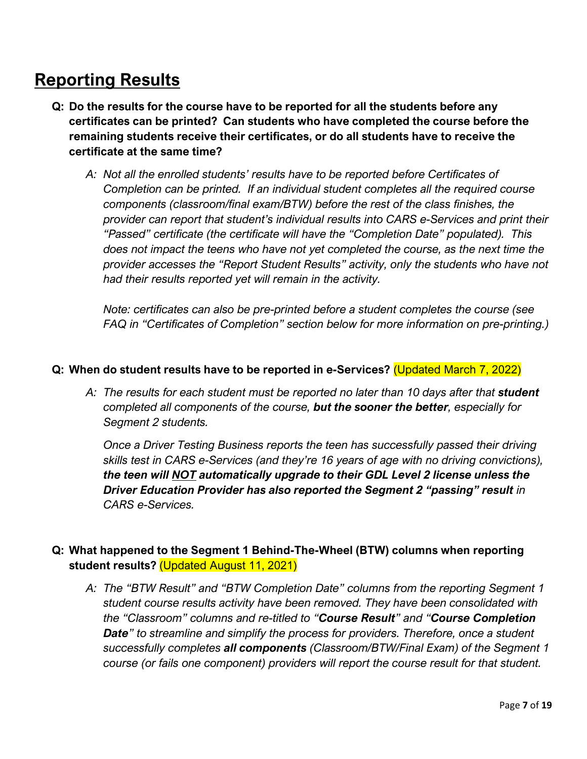## Reporting Results

**Q: Do the results for the course have to be reported for all the students before any certificates can be printed? Can students who have completed the course before the remaining students receive their certificates, or do all students have to receive the certificate at the same time?**

*A: Not all the enrolled students' results have to be reported before Certificates of Completion can be printed. If an individual student completes all the required course components (classroom/final exam/BTW) before the rest of the class finishes, the provider can report that student's individual results into CARS e-Services and print their "Passed" certificate (the certificate will have the "Completion Date" populated). This does not impact the teens who have not yet completed the course, as the next time the provider accesses the "Report Student Results" activity, only the students who have not had their results reported yet will remain in the activity.*

*Note: certificates can also be pre-printed before a student completes the course (see FAQ in "Certificates of Completion" section below for more information on pre-printing.)*

**Q: When do student results have to be reported in e-Services?** (Updated March 7, 2022)

*A: The results for each student must be reported no later than 10 days after that **student** completed all components of the course, **but the sooner the better**, especially for Segment 2 students.*

*Once a Driver Testing Business reports the teen has successfully passed their driving skills test in CARS e-Services (and they're 16 years of age with no driving convictions), **the teen will <u>NOT</u> automatically upgrade to their GDL Level 2 license unless the Driver Education Provider has also reported the Segment 2 "passing" result** in CARS e-Services.*

**Q: What happened to the Segment 1 Behind-The-Wheel (BTW) columns when reporting student results?** (Updated August 11, 2021)

*A: The "BTW Result" and "BTW Completion Date" columns from the reporting Segment 1 student course results activity have been removed. They have been consolidated with the "Classroom" columns and re-titled to "**Course Result**" and "**Course Completion Date**" to streamline and simplify the process for providers. Therefore, once a student successfully completes **all components** (Classroom/BTW/Final Exam) of the Segment 1 course (or fails one component) providers will report the course result for that student.*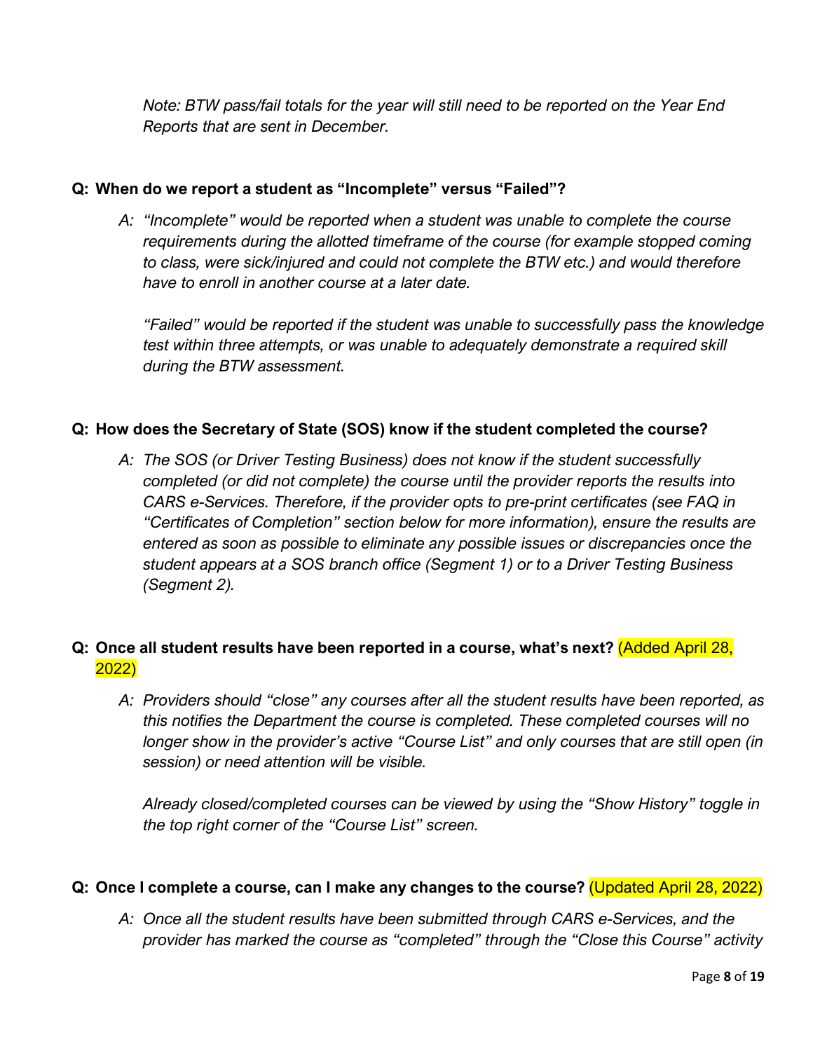*Note: BTW pass/fail totals for the year will still need to be reported on the Year End Reports that are sent in December.*

**Q: When do we report a student as "Incomplete" versus "Failed"?**

*A: "Incomplete" would be reported when a student was unable to complete the course requirements during the allotted timeframe of the course (for example stopped coming to class, were sick/injured and could not complete the BTW etc.) and would therefore have to enroll in another course at a later date.*

*"Failed" would be reported if the student was unable to successfully pass the knowledge test within three attempts, or was unable to adequately demonstrate a required skill during the BTW assessment.*

**Q: How does the Secretary of State (SOS) know if the student completed the course?**

*A: The SOS (or Driver Testing Business) does not know if the student successfully completed (or did not complete) the course until the provider reports the results into CARS e-Services. Therefore, if the provider opts to pre-print certificates (see FAQ in "Certificates of Completion" section below for more information), ensure the results are entered as soon as possible to eliminate any possible issues or discrepancies once the student appears at a SOS branch office (Segment 1) or to a Driver Testing Business (Segment 2).*

**Q: Once all student results have been reported in a course, what's next?** (Added April 28, 2022)

*A: Providers should "close" any courses after all the student results have been reported, as this notifies the Department the course is completed. These completed courses will no longer show in the provider's active "Course List" and only courses that are still open (in session) or need attention will be visible.*

*Already closed/completed courses can be viewed by using the "Show History" toggle in the top right corner of the "Course List" screen.*

**Q: Once I complete a course, can I make any changes to the course?** (Updated April 28, 2022)

*A: Once all the student results have been submitted through CARS e-Services, and the provider has marked the course as "completed" through the "Close this Course" activity*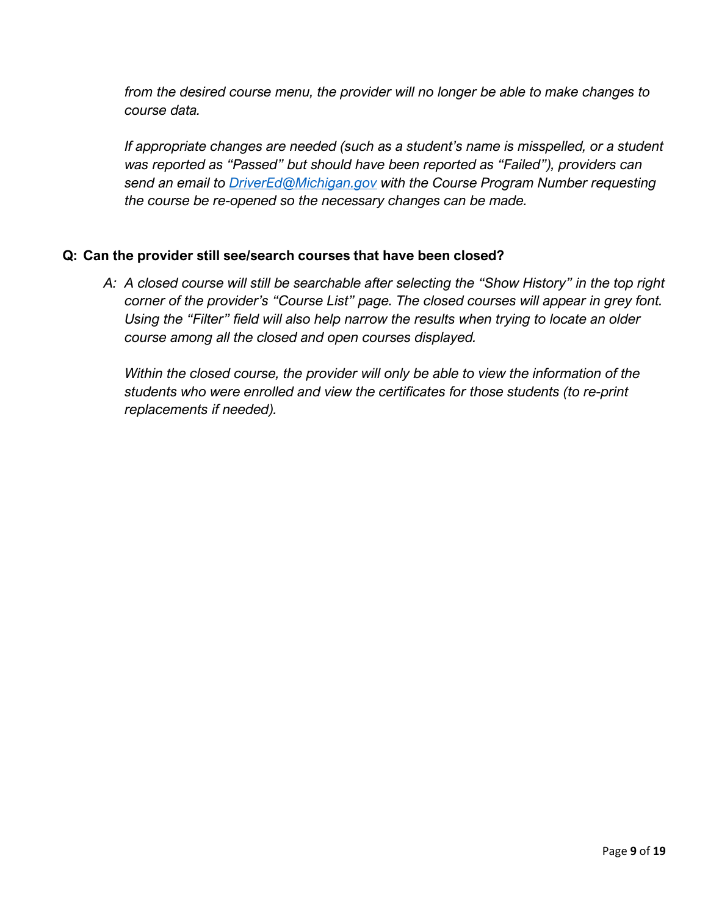*from the desired course menu, the provider will no longer be able to make changes to course data.*

*If appropriate changes are needed (such as a student's name is misspelled, or a student was reported as "Passed" but should have been reported as "Failed"), providers can send an email to [DriverEd@Michigan.gov](mailto:DriverEd@Michigan.gov) with the Course Program Number requesting the course be re-opened so the necessary changes can be made.*

**Q: Can the provider still see/search courses that have been closed?**

*A: A closed course will still be searchable after selecting the "Show History" in the top right corner of the provider's "Course List" page. The closed courses will appear in grey font. Using the "Filter" field will also help narrow the results when trying to locate an older course among all the closed and open courses displayed.*

*Within the closed course, the provider will only be able to view the information of the students who were enrolled and view the certificates for those students (to re-print replacements if needed).*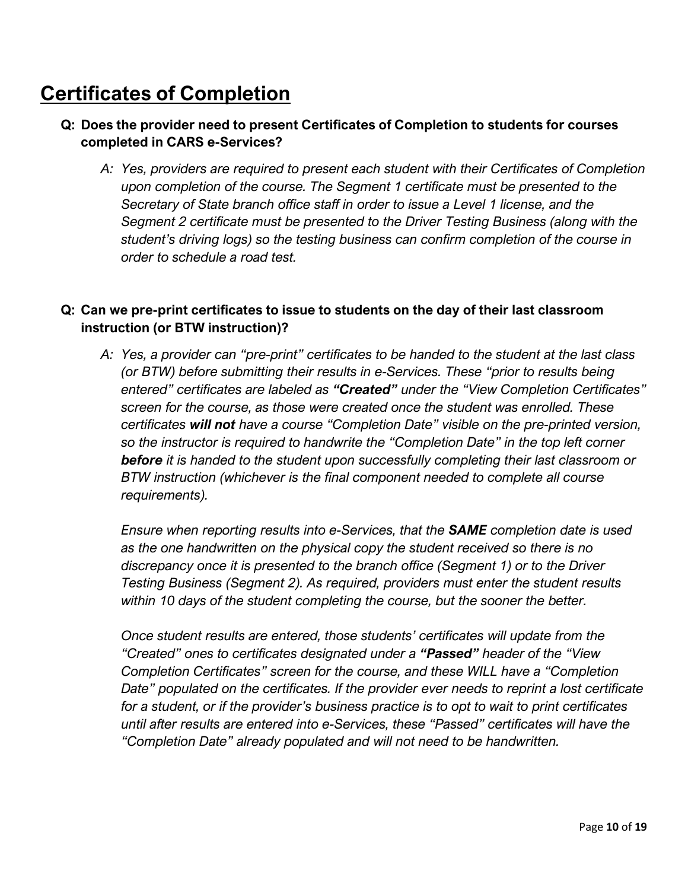# Certificates of Completion

**Q: Does the provider need to present Certificates of Completion to students for courses completed in CARS e-Services?**

*A: Yes, providers are required to present each student with their Certificates of Completion upon completion of the course. The Segment 1 certificate must be presented to the Secretary of State branch office staff in order to issue a Level 1 license, and the Segment 2 certificate must be presented to the Driver Testing Business (along with the student's driving logs) so the testing business can confirm completion of the course in order to schedule a road test.*

**Q: Can we pre-print certificates to issue to students on the day of their last classroom instruction (or BTW instruction)?**

*A: Yes, a provider can "pre-print" certificates to be handed to the student at the last class (or BTW) before submitting their results in e-Services. These "prior to results being entered" certificates are labeled as **"Created"** under the "View Completion Certificates" screen for the course, as those were created once the student was enrolled. These certificates **will not** have a course "Completion Date" visible on the pre-printed version, so the instructor is required to handwrite the "Completion Date" in the top left corner **before** it is handed to the student upon successfully completing their last classroom or BTW instruction (whichever is the final component needed to complete all course requirements).*

*Ensure when reporting results into e-Services, that the **SAME** completion date is used as the one handwritten on the physical copy the student received so there is no discrepancy once it is presented to the branch office (Segment 1) or to the Driver Testing Business (Segment 2). As required, providers must enter the student results within 10 days of the student completing the course, but the sooner the better.*

*Once student results are entered, those students' certificates will update from the "Created" ones to certificates designated under a **"Passed"** header of the "View Completion Certificates" screen for the course, and these WILL have a "Completion Date" populated on the certificates. If the provider ever needs to reprint a lost certificate for a student, or if the provider's business practice is to opt to wait to print certificates until after results are entered into e-Services, these "Passed" certificates will have the "Completion Date" already populated and will not need to be handwritten.*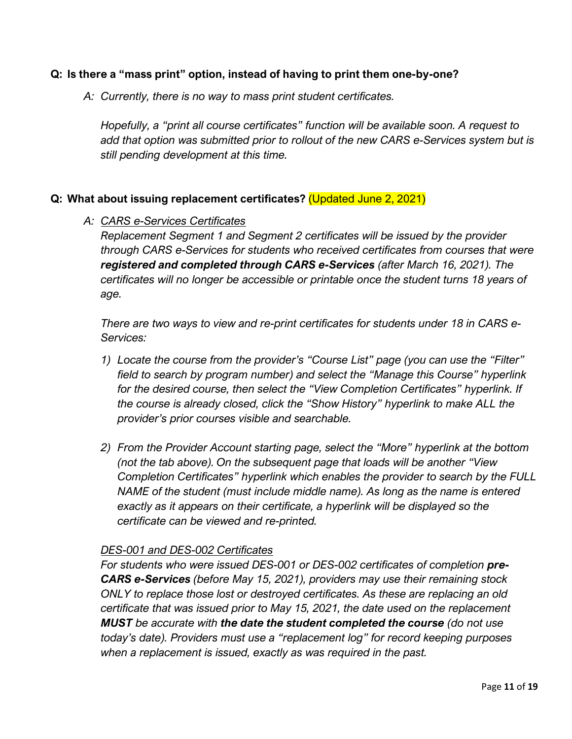**Q: Is there a "mass print" option, instead of having to print them one-by-one?**

*A: Currently, there is no way to mass print student certificates.*

*Hopefully, a "print all course certificates" function will be available soon. A request to add that option was submitted prior to rollout of the new CARS e-Services system but is still pending development at this time.*

**Q: What about issuing replacement certificates?** (Updated June 2, 2021)

*A: <u>CARS e-Services Certificates</u>*
*Replacement Segment 1 and Segment 2 certificates will be issued by the provider through CARS e-Services for students who received certificates from courses that were **registered and completed through CARS e-Services** (after March 16, 2021). The certificates will no longer be accessible or printable once the student turns 18 years of age.*

*There are two ways to view and re-print certificates for students under 18 in CARS e-Services:*

1) *Locate the course from the provider's "Course List" page (you can use the "Filter" field to search by program number) and select the "Manage this Course" hyperlink for the desired course, then select the "View Completion Certificates" hyperlink. If the course is already closed, click the "Show History" hyperlink to make ALL the provider's prior courses visible and searchable.*

2) *From the Provider Account starting page, select the "More" hyperlink at the bottom (not the tab above). On the subsequent page that loads will be another "View Completion Certificates" hyperlink which enables the provider to search by the FULL NAME of the student (must include middle name). As long as the name is entered exactly as it appears on their certificate, a hyperlink will be displayed so the certificate can be viewed and re-printed.*

*<u>DES-001 and DES-002 Certificates</u>*
*For students who were issued DES-001 or DES-002 certificates of completion **pre-CARS e-Services** (before May 15, 2021), providers may use their remaining stock ONLY to replace those lost or destroyed certificates. As these are replacing an old certificate that was issued prior to May 15, 2021, the date used on the replacement **MUST** be accurate with **the date the student completed the course** (do not use today's date). Providers must use a "replacement log" for record keeping purposes when a replacement is issued, exactly as was required in the past.*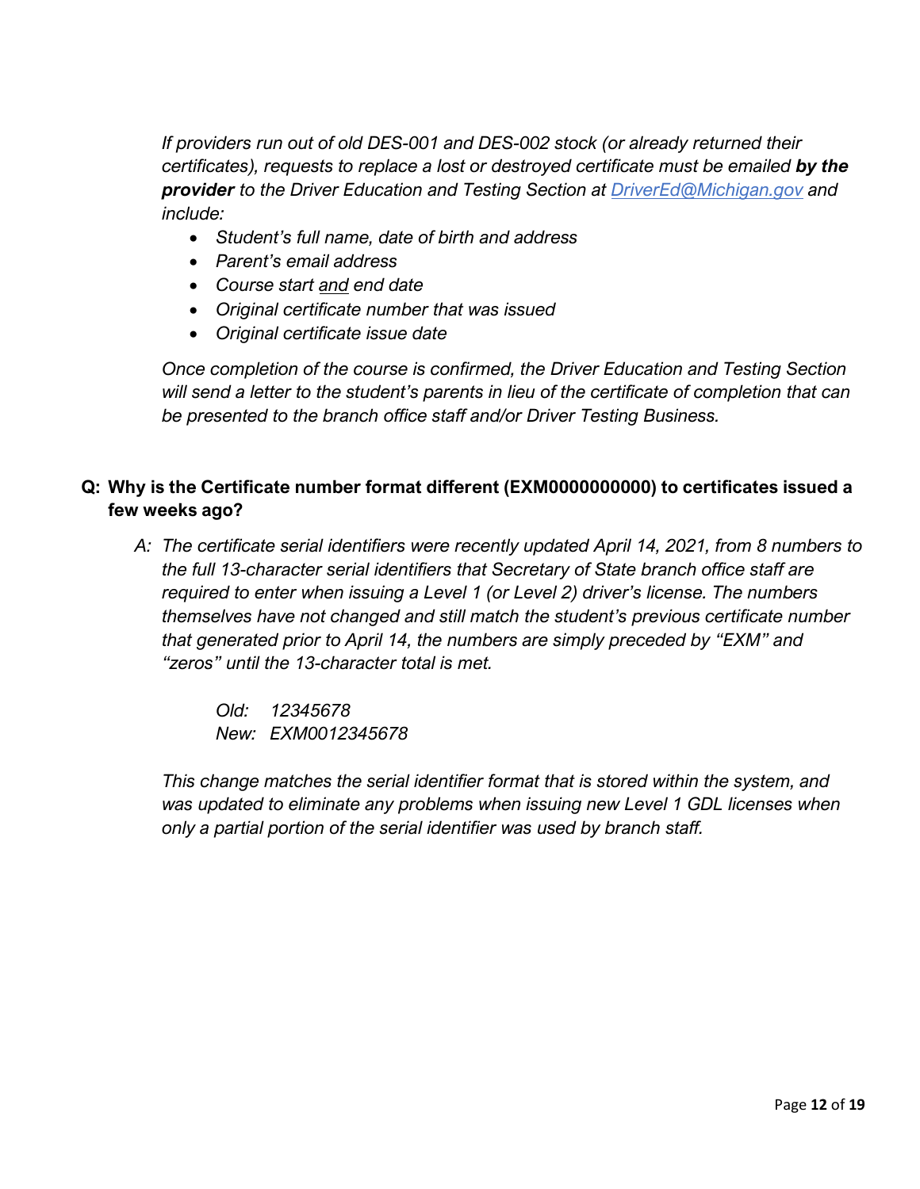*If providers run out of old DES-001 and DES-002 stock (or already returned their certificates), requests to replace a lost or destroyed certificate must be emailed* ***by the provider*** *to the Driver Education and Testing Section at [DriverEd@Michigan.gov](mailto:DriverEd@Michigan.gov) and include:*

- *Student's full name, date of birth and address*
- *Parent's email address*
- *Course start <u>and</u> end date*
- *Original certificate number that was issued*
- *Original certificate issue date*

*Once completion of the course is confirmed, the Driver Education and Testing Section will send a letter to the student's parents in lieu of the certificate of completion that can be presented to the branch office staff and/or Driver Testing Business.*

**Q: Why is the Certificate number format different (EXM0000000000) to certificates issued a few weeks ago?**

*A: The certificate serial identifiers were recently updated April 14, 2021, from 8 numbers to the full 13-character serial identifiers that Secretary of State branch office staff are required to enter when issuing a Level 1 (or Level 2) driver's license. The numbers themselves have not changed and still match the student's previous certificate number that generated prior to April 14, the numbers are simply preceded by "EXM" and "zeros" until the 13-character total is met.*

*Old: 12345678*
*New: EXM0012345678*

*This change matches the serial identifier format that is stored within the system, and was updated to eliminate any problems when issuing new Level 1 GDL licenses when only a partial portion of the serial identifier was used by branch staff.*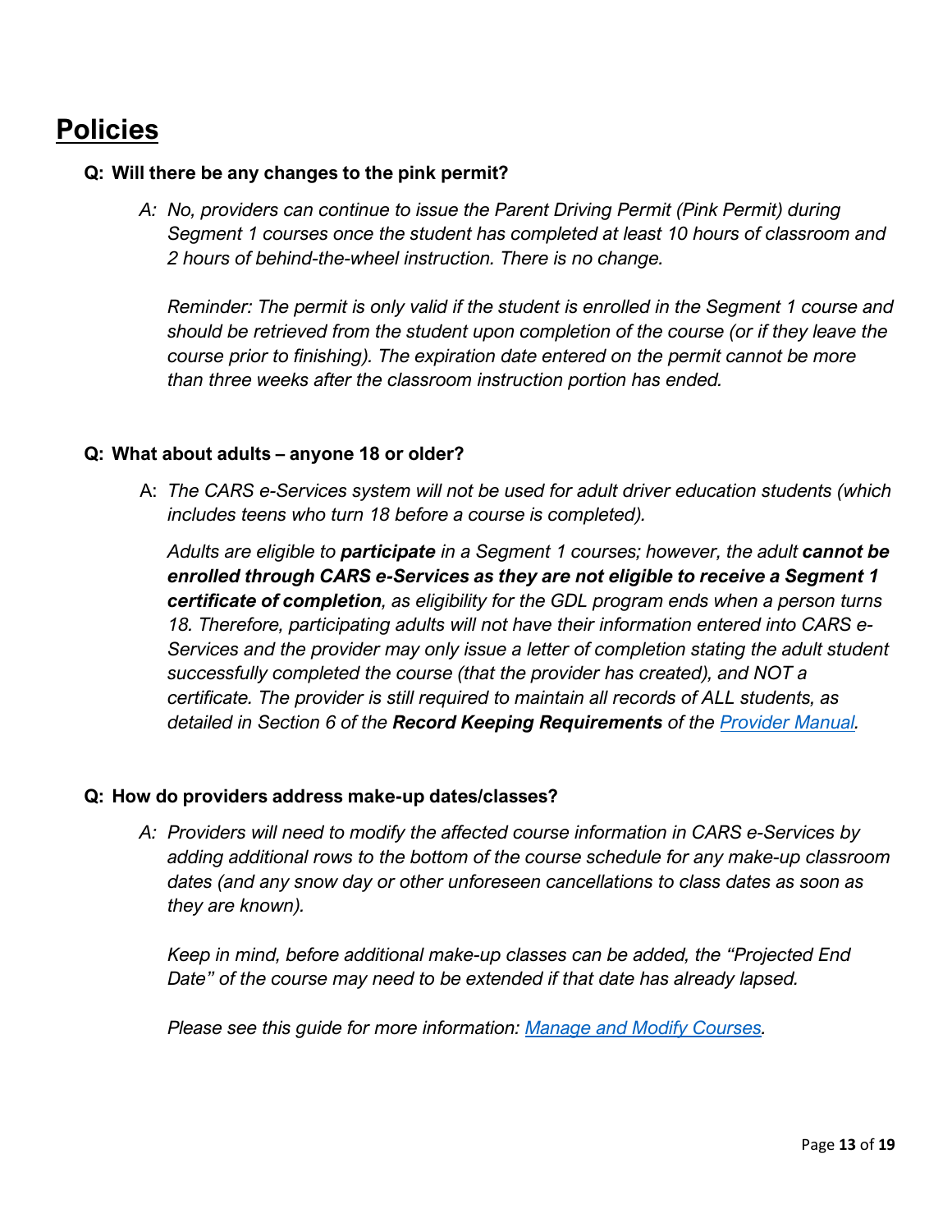# Policies

**Q: Will there be any changes to the pink permit?**

*A: No, providers can continue to issue the Parent Driving Permit (Pink Permit) during Segment 1 courses once the student has completed at least 10 hours of classroom and 2 hours of behind-the-wheel instruction. There is no change.*

*Reminder: The permit is only valid if the student is enrolled in the Segment 1 course and should be retrieved from the student upon completion of the course (or if they leave the course prior to finishing). The expiration date entered on the permit cannot be more than three weeks after the classroom instruction portion has ended.*

**Q: What about adults – anyone 18 or older?**

A: *The CARS e-Services system will not be used for adult driver education students (which includes teens who turn 18 before a course is completed).*

*Adults are eligible to **participate** in a Segment 1 courses; however, the adult **cannot be enrolled through CARS e-Services as they are not eligible to receive a Segment 1 certificate of completion**, as eligibility for the GDL program ends when a person turns 18. Therefore, participating adults will not have their information entered into CARS e-Services and the provider may only issue a letter of completion stating the adult student successfully completed the course (that the provider has created), and NOT a certificate. The provider is still required to maintain all records of ALL students, as detailed in Section 6 of the **Record Keeping Requirements** of the [Provider Manual](Provider Manual).*

**Q: How do providers address make-up dates/classes?**

*A: Providers will need to modify the affected course information in CARS e-Services by adding additional rows to the bottom of the course schedule for any make-up classroom dates (and any snow day or other unforeseen cancellations to class dates as soon as they are known).*

*Keep in mind, before additional make-up classes can be added, the "Projected End Date" of the course may need to be extended if that date has already lapsed.*

*Please see this guide for more information: [Manage and Modify Courses](Manage and Modify Courses).*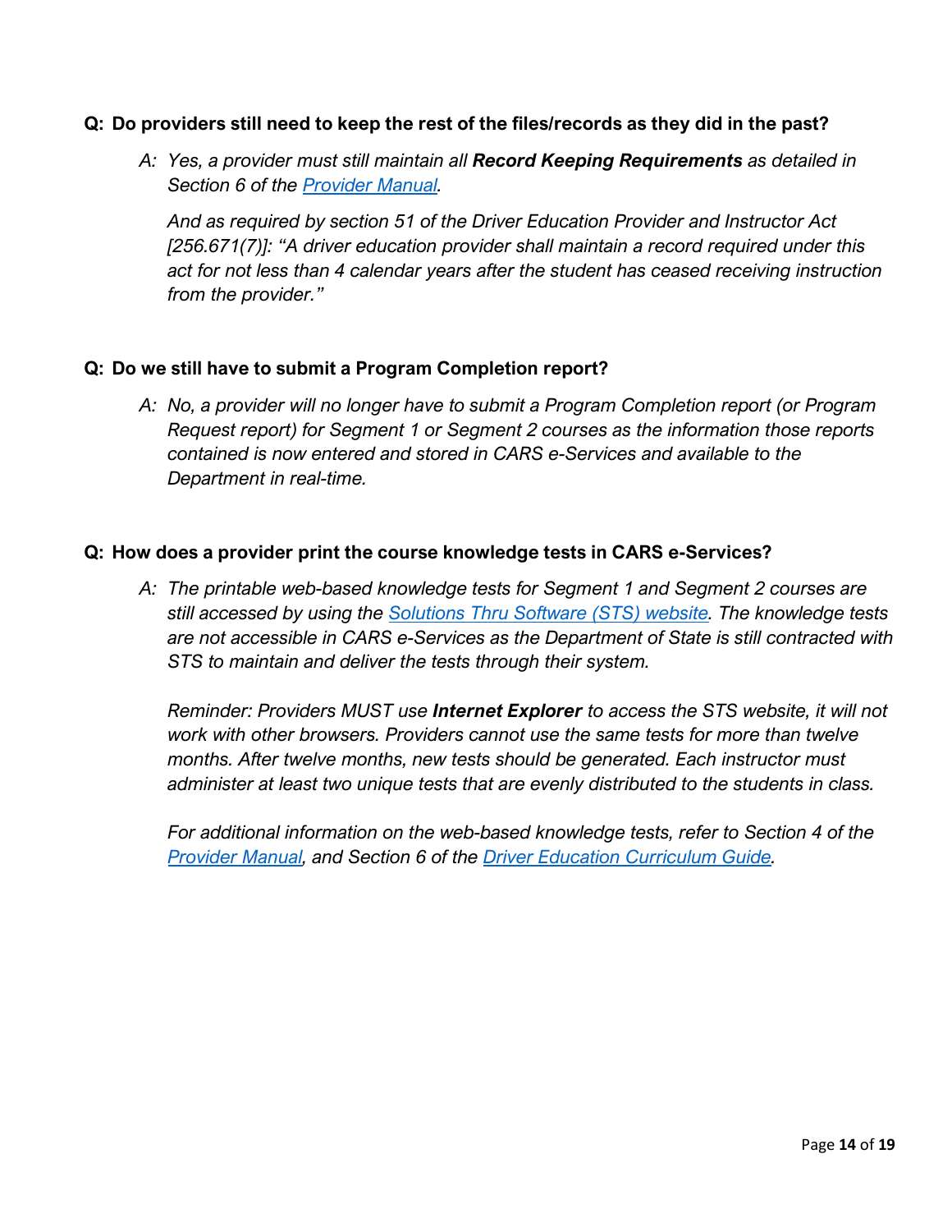**Q: Do providers still need to keep the rest of the files/records as they did in the past?**

> *A: Yes, a provider must still maintain all **Record Keeping Requirements** as detailed in Section 6 of the [Provider Manual](#).*
>
> *And as required by section 51 of the Driver Education Provider and Instructor Act [256.671(7)]: "A driver education provider shall maintain a record required under this act for not less than 4 calendar years after the student has ceased receiving instruction from the provider."*

**Q: Do we still have to submit a Program Completion report?**

> *A: No, a provider will no longer have to submit a Program Completion report (or Program Request report) for Segment 1 or Segment 2 courses as the information those reports contained is now entered and stored in CARS e-Services and available to the Department in real-time.*

**Q: How does a provider print the course knowledge tests in CARS e-Services?**

> *A: The printable web-based knowledge tests for Segment 1 and Segment 2 courses are still accessed by using the [Solutions Thru Software (STS) website](#). The knowledge tests are not accessible in CARS e-Services as the Department of State is still contracted with STS to maintain and deliver the tests through their system.*
>
> *Reminder: Providers MUST use **Internet Explorer** to access the STS website, it will not work with other browsers. Providers cannot use the same tests for more than twelve months. After twelve months, new tests should be generated. Each instructor must administer at least two unique tests that are evenly distributed to the students in class.*
>
> *For additional information on the web-based knowledge tests, refer to Section 4 of the [Provider Manual](#), and Section 6 of the [Driver Education Curriculum Guide](#).*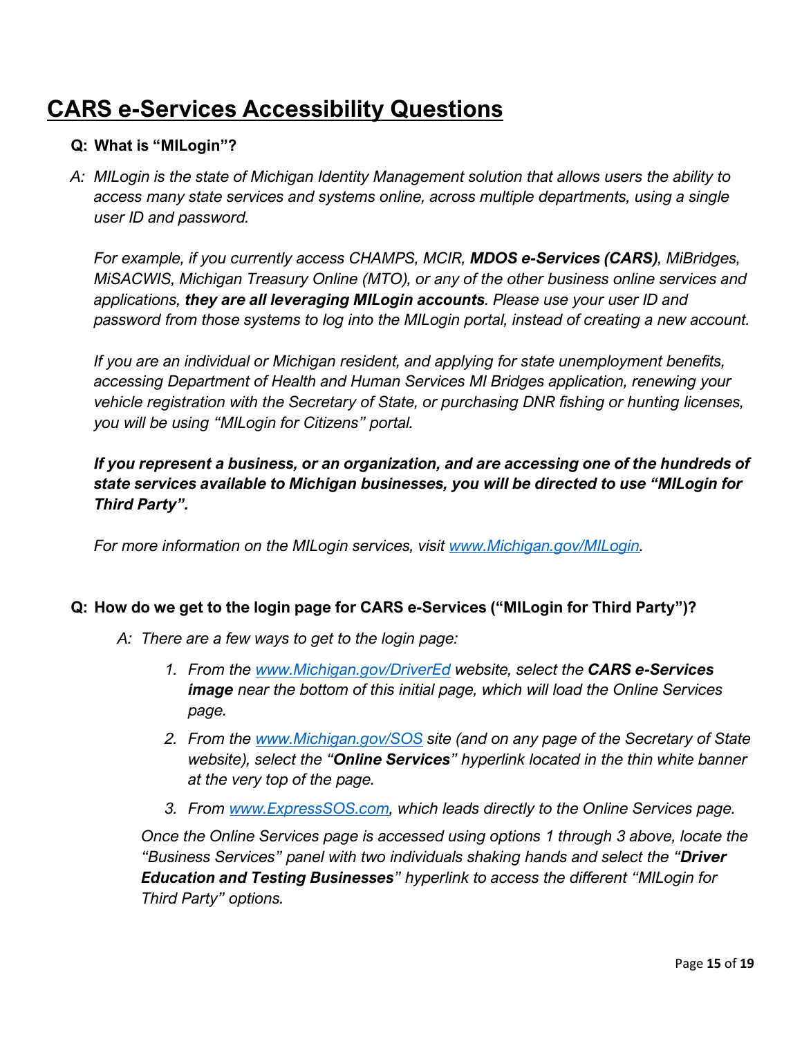# CARS e-Services Accessibility Questions

**Q: What is "MILogin"?**

*A: MILogin is the state of Michigan Identity Management solution that allows users the ability to access many state services and systems online, across multiple departments, using a single user ID and password.*

*For example, if you currently access CHAMPS, MCIR, **MDOS e-Services (CARS)**, MiBridges, MiSACWIS, Michigan Treasury Online (MTO), or any of the other business online services and applications, **they are all leveraging MILogin accounts**. Please use your user ID and password from those systems to log into the MILogin portal, instead of creating a new account.*

*If you are an individual or Michigan resident, and applying for state unemployment benefits, accessing Department of Health and Human Services MI Bridges application, renewing your vehicle registration with the Secretary of State, or purchasing DNR fishing or hunting licenses, you will be using "MILogin for Citizens" portal.*

***If you represent a business, or an organization, and are accessing one of the hundreds of state services available to Michigan businesses, you will be directed to use "MILogin for Third Party".***

*For more information on the MILogin services, visit [www.Michigan.gov/MILogin](www.Michigan.gov/MILogin).*

**Q: How do we get to the login page for CARS e-Services ("MILogin for Third Party")?**

*A: There are a few ways to get to the login page:*

1. *From the [www.Michigan.gov/DriverEd](www.Michigan.gov/DriverEd) website, select the **CARS e-Services image** near the bottom of this initial page, which will load the Online Services page.*
2. *From the [www.Michigan.gov/SOS](www.Michigan.gov/SOS) site (and on any page of the Secretary of State website), select the "**Online Services**" hyperlink located in the thin white banner at the very top of the page.*
3. *From [www.ExpressSOS.com](www.ExpressSOS.com), which leads directly to the Online Services page.*

*Once the Online Services page is accessed using options 1 through 3 above, locate the "Business Services" panel with two individuals shaking hands and select the "**Driver Education and Testing Businesses**" hyperlink to access the different "MILogin for Third Party" options.*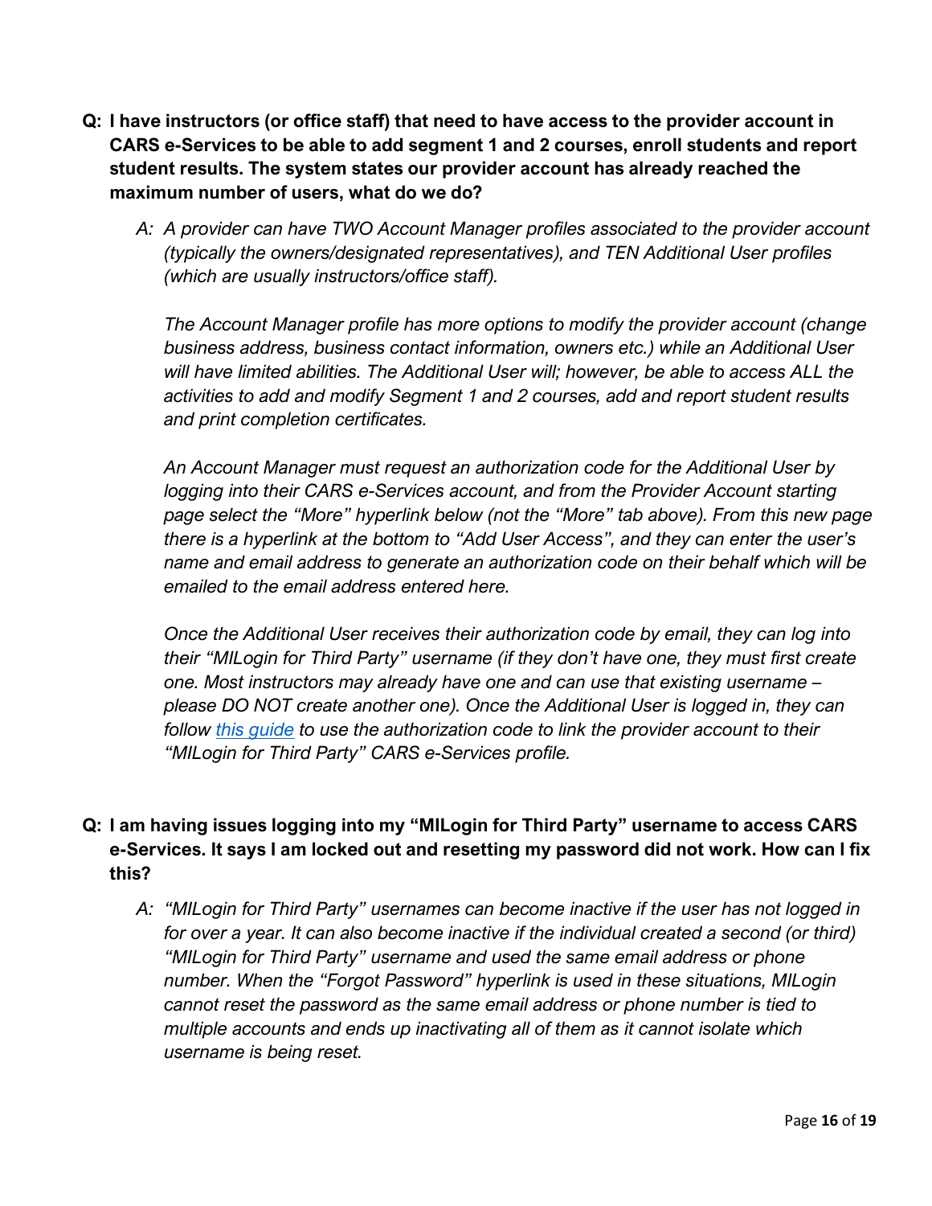**Q: I have instructors (or office staff) that need to have access to the provider account in CARS e-Services to be able to add segment 1 and 2 courses, enroll students and report student results. The system states our provider account has already reached the maximum number of users, what do we do?**

*A: A provider can have TWO Account Manager profiles associated to the provider account (typically the owners/designated representatives), and TEN Additional User profiles (which are usually instructors/office staff).*

*The Account Manager profile has more options to modify the provider account (change business address, business contact information, owners etc.) while an Additional User will have limited abilities. The Additional User will; however, be able to access ALL the activities to add and modify Segment 1 and 2 courses, add and report student results and print completion certificates.*

*An Account Manager must request an authorization code for the Additional User by logging into their CARS e-Services account, and from the Provider Account starting page select the "More" hyperlink below (not the "More" tab above). From this new page there is a hyperlink at the bottom to "Add User Access", and they can enter the user's name and email address to generate an authorization code on their behalf which will be emailed to the email address entered here.*

*Once the Additional User receives their authorization code by email, they can log into their "MILogin for Third Party" username (if they don't have one, they must first create one. Most instructors may already have one and can use that existing username – please DO NOT create another one). Once the Additional User is logged in, they can follow this guide to use the authorization code to link the provider account to their "MILogin for Third Party" CARS e-Services profile.*

**Q: I am having issues logging into my "MILogin for Third Party" username to access CARS e-Services. It says I am locked out and resetting my password did not work. How can I fix this?**

*A: "MILogin for Third Party" usernames can become inactive if the user has not logged in for over a year. It can also become inactive if the individual created a second (or third) "MILogin for Third Party" username and used the same email address or phone number. When the "Forgot Password" hyperlink is used in these situations, MILogin cannot reset the password as the same email address or phone number is tied to multiple accounts and ends up inactivating all of them as it cannot isolate which username is being reset.*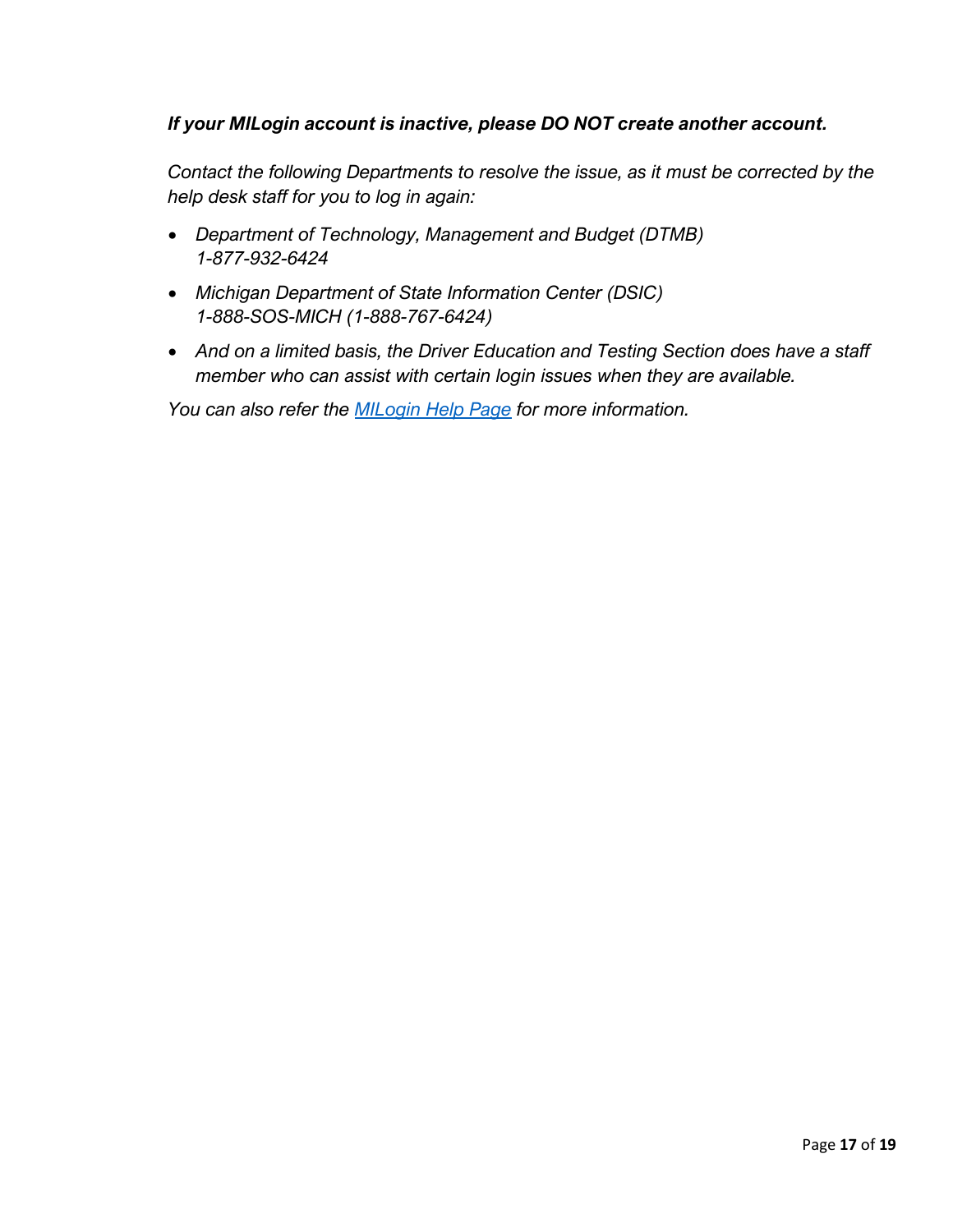***If your MILogin account is inactive, please DO NOT create another account.***

*Contact the following Departments to resolve the issue, as it must be corrected by the help desk staff for you to log in again:*

- *Department of Technology, Management and Budget (DTMB)*
  *1-877-932-6424*
- *Michigan Department of State Information Center (DSIC)*
  *1-888-SOS-MICH (1-888-767-6424)*
- *And on a limited basis, the Driver Education and Testing Section does have a staff member who can assist with certain login issues when they are available.*

*You can also refer the [MILogin Help Page](#) for more information.*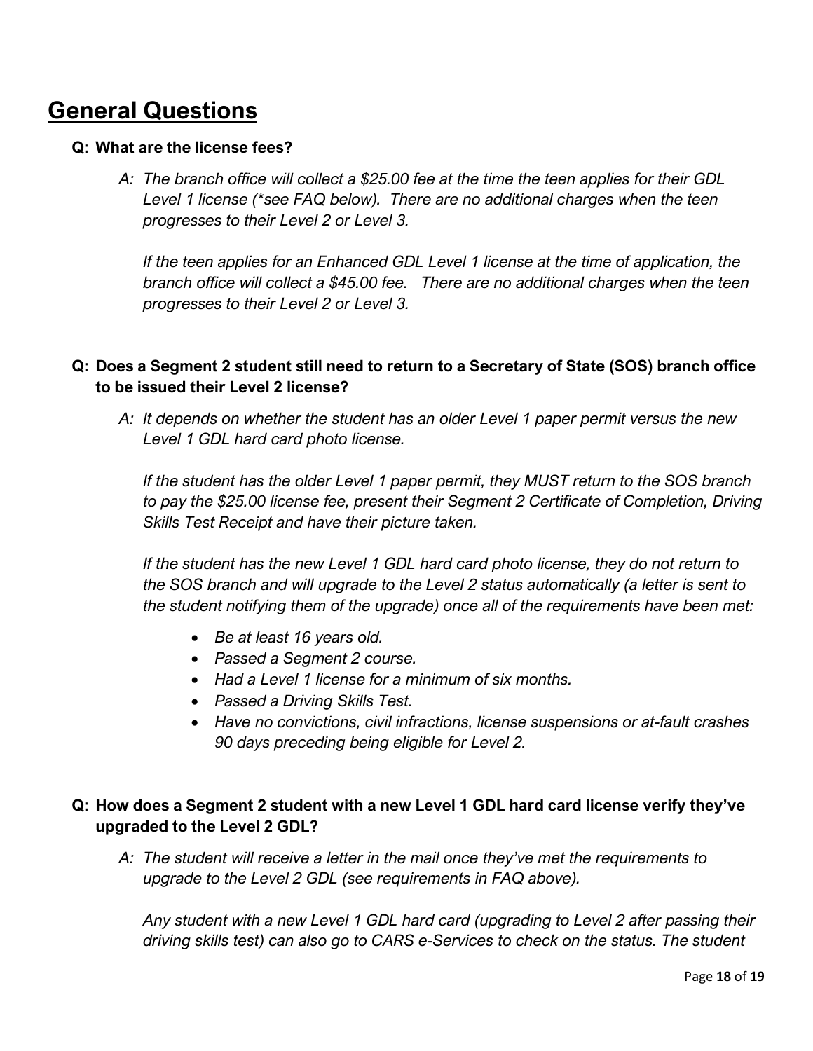## General Questions

**Q: What are the license fees?**

*A: The branch office will collect a $25.00 fee at the time the teen applies for their GDL Level 1 license (*see FAQ below). There are no additional charges when the teen progresses to their Level 2 or Level 3.*

*If the teen applies for an Enhanced GDL Level 1 license at the time of application, the branch office will collect a $45.00 fee. There are no additional charges when the teen progresses to their Level 2 or Level 3.*

**Q: Does a Segment 2 student still need to return to a Secretary of State (SOS) branch office to be issued their Level 2 license?**

*A: It depends on whether the student has an older Level 1 paper permit versus the new Level 1 GDL hard card photo license.*

*If the student has the older Level 1 paper permit, they MUST return to the SOS branch to pay the $25.00 license fee, present their Segment 2 Certificate of Completion, Driving Skills Test Receipt and have their picture taken.*

*If the student has the new Level 1 GDL hard card photo license, they do not return to the SOS branch and will upgrade to the Level 2 status automatically (a letter is sent to the student notifying them of the upgrade) once all of the requirements have been met:*

- *Be at least 16 years old.*
- *Passed a Segment 2 course.*
- *Had a Level 1 license for a minimum of six months.*
- *Passed a Driving Skills Test.*
- *Have no convictions, civil infractions, license suspensions or at-fault crashes 90 days preceding being eligible for Level 2.*

**Q: How does a Segment 2 student with a new Level 1 GDL hard card license verify they've upgraded to the Level 2 GDL?**

*A: The student will receive a letter in the mail once they've met the requirements to upgrade to the Level 2 GDL (see requirements in FAQ above).*

*Any student with a new Level 1 GDL hard card (upgrading to Level 2 after passing their driving skills test) can also go to CARS e-Services to check on the status. The student*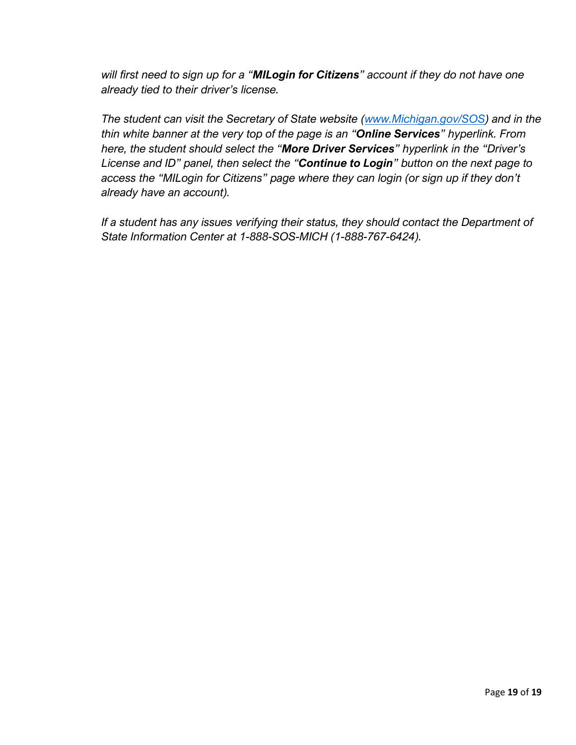*will first need to sign up for a "**MILogin for Citizens**" account if they do not have one already tied to their driver's license.*

*The student can visit the Secretary of State website ([www.Michigan.gov/SOS](www.Michigan.gov/SOS)) and in the thin white banner at the very top of the page is an "**Online Services**" hyperlink. From here, the student should select the "**More Driver Services**" hyperlink in the "Driver's License and ID" panel, then select the "**Continue to Login**" button on the next page to access the "MILogin for Citizens" page where they can login (or sign up if they don't already have an account).*

*If a student has any issues verifying their status, they should contact the Department of State Information Center at 1-888-SOS-MICH (1-888-767-6424).*